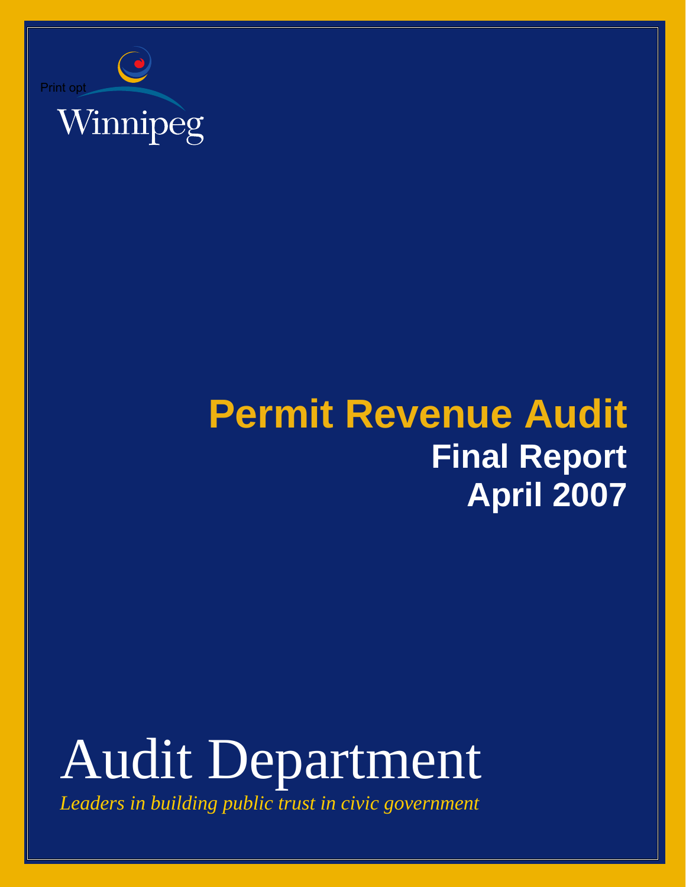Print opt

Winnipeg

# Permit Revenue Audit

## Final Report

## April 2007

# Audit Department

*Leaders in building public trust in civic government*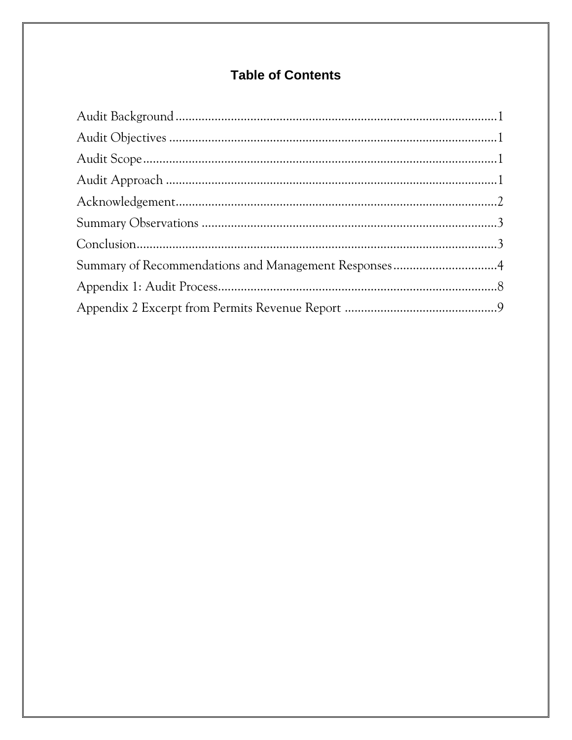# Table of Contents

Audit Background....................................................................................................1
Audit Objectives .....................................................................................................1
Audit Scope.............................................................................................................1
Audit Approach ......................................................................................................1
Acknowledgement...................................................................................................2
Summary Observations ...........................................................................................3
Conclusion...............................................................................................................3
Summary of Recommendations and Management Responses................................4
Appendix 1: Audit Process.......................................................................................8
Appendix 2 Excerpt from Permits Revenue Report ...............................................9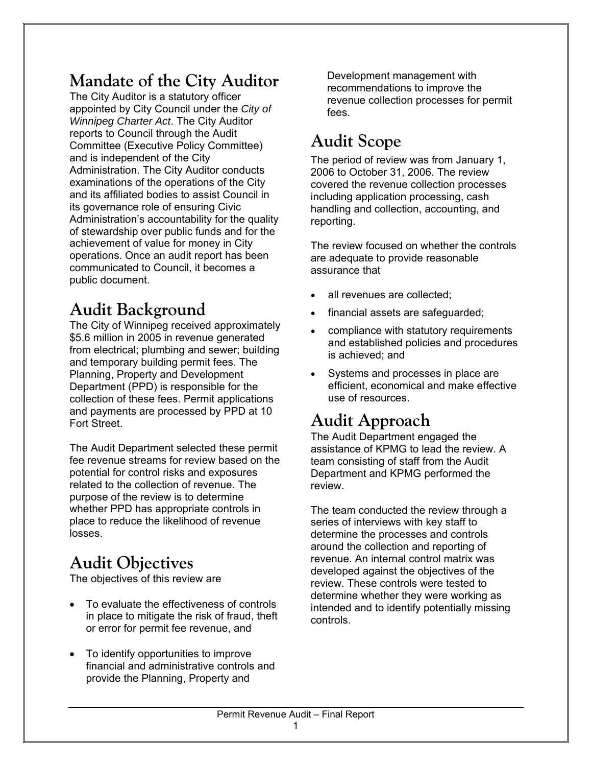## Mandate of the City Auditor

The City Auditor is a statutory officer appointed by City Council under the *City of Winnipeg Charter Act*. The City Auditor reports to Council through the Audit Committee (Executive Policy Committee) and is independent of the City Administration. The City Auditor conducts examinations of the operations of the City and its affiliated bodies to assist Council in its governance role of ensuring Civic Administration's accountability for the quality of stewardship over public funds and for the achievement of value for money in City operations. Once an audit report has been communicated to Council, it becomes a public document.

## Audit Background

The City of Winnipeg received approximately $5.6 million in 2005 in revenue generated from electrical; plumbing and sewer; building and temporary building permit fees. The Planning, Property and Development Department (PPD) is responsible for the collection of these fees. Permit applications and payments are processed by PPD at 10 Fort Street.

The Audit Department selected these permit fee revenue streams for review based on the potential for control risks and exposures related to the collection of revenue. The purpose of the review is to determine whether PPD has appropriate controls in place to reduce the likelihood of revenue losses.

## Audit Objectives

The objectives of this review are

- To evaluate the effectiveness of controls in place to mitigate the risk of fraud, theft or error for permit fee revenue, and
- To identify opportunities to improve financial and administrative controls and provide the Planning, Property and Development management with recommendations to improve the revenue collection processes for permit fees.

## Audit Scope

The period of review was from January 1, 2006 to October 31, 2006. The review covered the revenue collection processes including application processing, cash handling and collection, accounting, and reporting.

The review focused on whether the controls are adequate to provide reasonable assurance that

- all revenues are collected;
- financial assets are safeguarded;
- compliance with statutory requirements and established policies and procedures is achieved; and
- Systems and processes in place are efficient, economical and make effective use of resources.

## Audit Approach

The Audit Department engaged the assistance of KPMG to lead the review. A team consisting of staff from the Audit Department and KPMG performed the review.

The team conducted the review through a series of interviews with key staff to determine the processes and controls around the collection and reporting of revenue. An internal control matrix was developed against the objectives of the review. These controls were tested to determine whether they were working as intended and to identify potentially missing controls.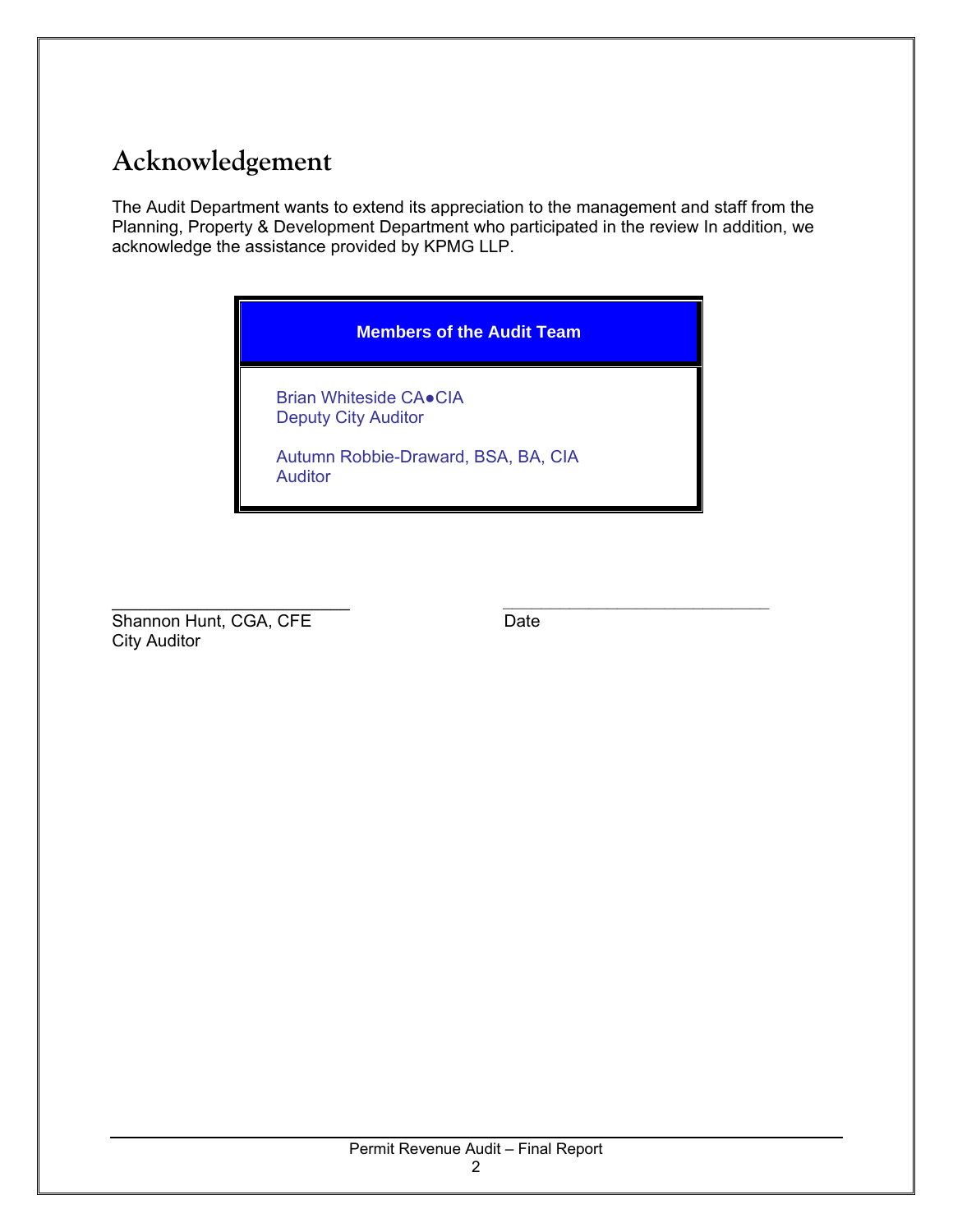# Acknowledgement

The Audit Department wants to extend its appreciation to the management and staff from the Planning, Property & Development Department who participated in the review In addition, we acknowledge the assistance provided by KPMG LLP.

| Members of the Audit Team |
|---|
| Brian Whiteside CA●CIA<br>Deputy City Auditor<br><br>Autumn Robbie-Draward, BSA, BA, CIA<br>Auditor |

_________________________  
Shannon Hunt, CGA, CFE  
City Auditor

_________________________  
Date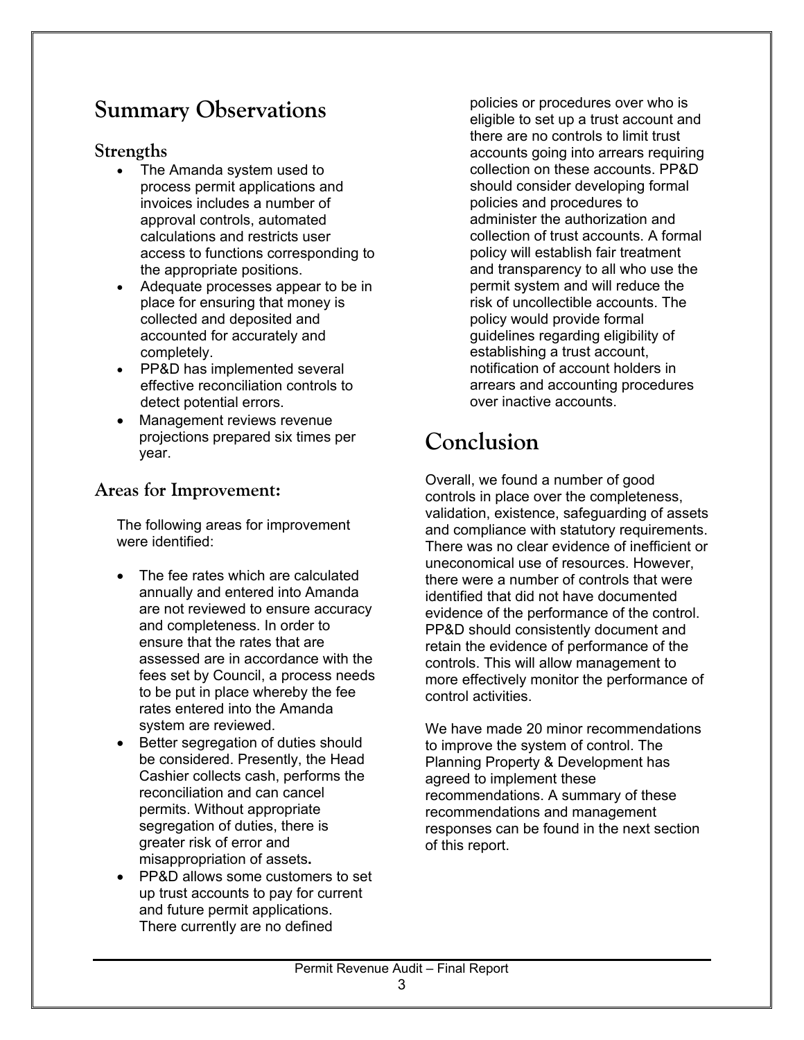# Summary Observations

## Strengths

- The Amanda system used to process permit applications and invoices includes a number of approval controls, automated calculations and restricts user access to functions corresponding to the appropriate positions.
- Adequate processes appear to be in place for ensuring that money is collected and deposited and accounted for accurately and completely.
- PP&D has implemented several effective reconciliation controls to detect potential errors.
- Management reviews revenue projections prepared six times per year.

## Areas for Improvement:

The following areas for improvement were identified:

- The fee rates which are calculated annually and entered into Amanda are not reviewed to ensure accuracy and completeness. In order to ensure that the rates that are assessed are in accordance with the fees set by Council, a process needs to be put in place whereby the fee rates entered into the Amanda system are reviewed.
- Better segregation of duties should be considered. Presently, the Head Cashier collects cash, performs the reconciliation and can cancel permits. Without appropriate segregation of duties, there is greater risk of error and misappropriation of assets**.**
- PP&D allows some customers to set up trust accounts to pay for current and future permit applications. There currently are no defined policies or procedures over who is eligible to set up a trust account and there are no controls to limit trust accounts going into arrears requiring collection on these accounts. PP&D should consider developing formal policies and procedures to administer the authorization and collection of trust accounts. A formal policy will establish fair treatment and transparency to all who use the permit system and will reduce the risk of uncollectible accounts. The policy would provide formal guidelines regarding eligibility of establishing a trust account, notification of account holders in arrears and accounting procedures over inactive accounts.

# Conclusion

Overall, we found a number of good controls in place over the completeness, validation, existence, safeguarding of assets and compliance with statutory requirements. There was no clear evidence of inefficient or uneconomical use of resources. However, there were a number of controls that were identified that did not have documented evidence of the performance of the control. PP&D should consistently document and retain the evidence of performance of the controls. This will allow management to more effectively monitor the performance of control activities.

We have made 20 minor recommendations to improve the system of control. The Planning Property & Development has agreed to implement these recommendations. A summary of these recommendations and management responses can be found in the next section of this report.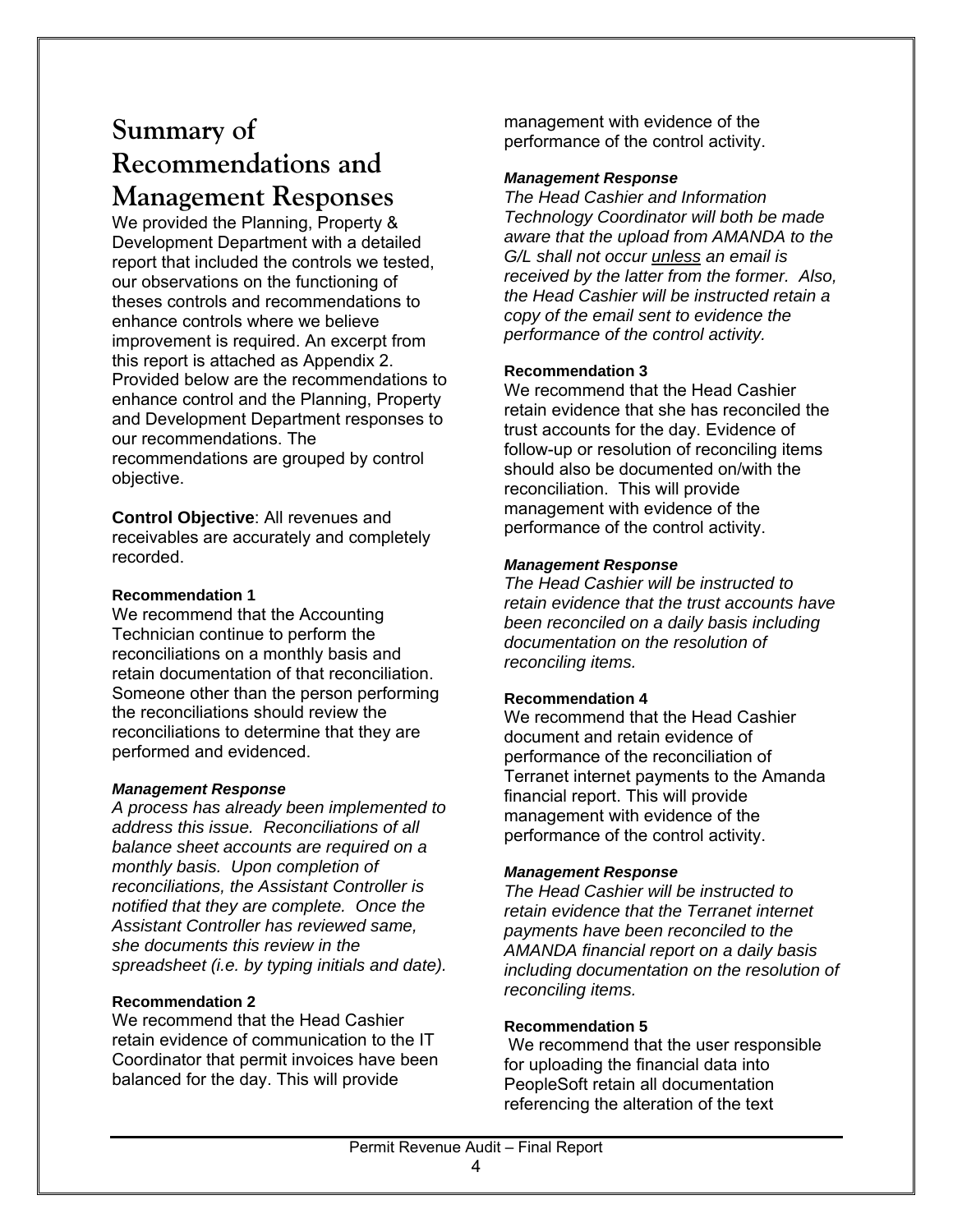# Summary of Recommendations and Management Responses

We provided the Planning, Property & Development Department with a detailed report that included the controls we tested, our observations on the functioning of theses controls and recommendations to enhance controls where we believe improvement is required. An excerpt from this report is attached as Appendix 2. Provided below are the recommendations to enhance control and the Planning, Property and Development Department responses to our recommendations. The recommendations are grouped by control objective.

**Control Objective**: All revenues and receivables are accurately and completely recorded.

**Recommendation 1**

We recommend that the Accounting Technician continue to perform the reconciliations on a monthly basis and retain documentation of that reconciliation. Someone other than the person performing the reconciliations should review the reconciliations to determine that they are performed and evidenced.

***Management Response***

*A process has already been implemented to address this issue. Reconciliations of all balance sheet accounts are required on a monthly basis. Upon completion of reconciliations, the Assistant Controller is notified that they are complete. Once the Assistant Controller has reviewed same, she documents this review in the spreadsheet (i.e. by typing initials and date).*

**Recommendation 2**

We recommend that the Head Cashier retain evidence of communication to the IT Coordinator that permit invoices have been balanced for the day. This will provide management with evidence of the performance of the control activity.

***Management Response***

*The Head Cashier and Information Technology Coordinator will both be made aware that the upload from AMANDA to the G/L shall not occur <u>unless</u> an email is received by the latter from the former. Also, the Head Cashier will be instructed retain a copy of the email sent to evidence the performance of the control activity.*

**Recommendation 3**

We recommend that the Head Cashier retain evidence that she has reconciled the trust accounts for the day. Evidence of follow-up or resolution of reconciling items should also be documented on/with the reconciliation. This will provide management with evidence of the performance of the control activity.

***Management Response***

*The Head Cashier will be instructed to retain evidence that the trust accounts have been reconciled on a daily basis including documentation on the resolution of reconciling items.*

**Recommendation 4**

We recommend that the Head Cashier document and retain evidence of performance of the reconciliation of Terranet internet payments to the Amanda financial report. This will provide management with evidence of the performance of the control activity.

***Management Response***

*The Head Cashier will be instructed to retain evidence that the Terranet internet payments have been reconciled to the AMANDA financial report on a daily basis including documentation on the resolution of reconciling items.*

**Recommendation 5**

We recommend that the user responsible for uploading the financial data into PeopleSoft retain all documentation referencing the alteration of the text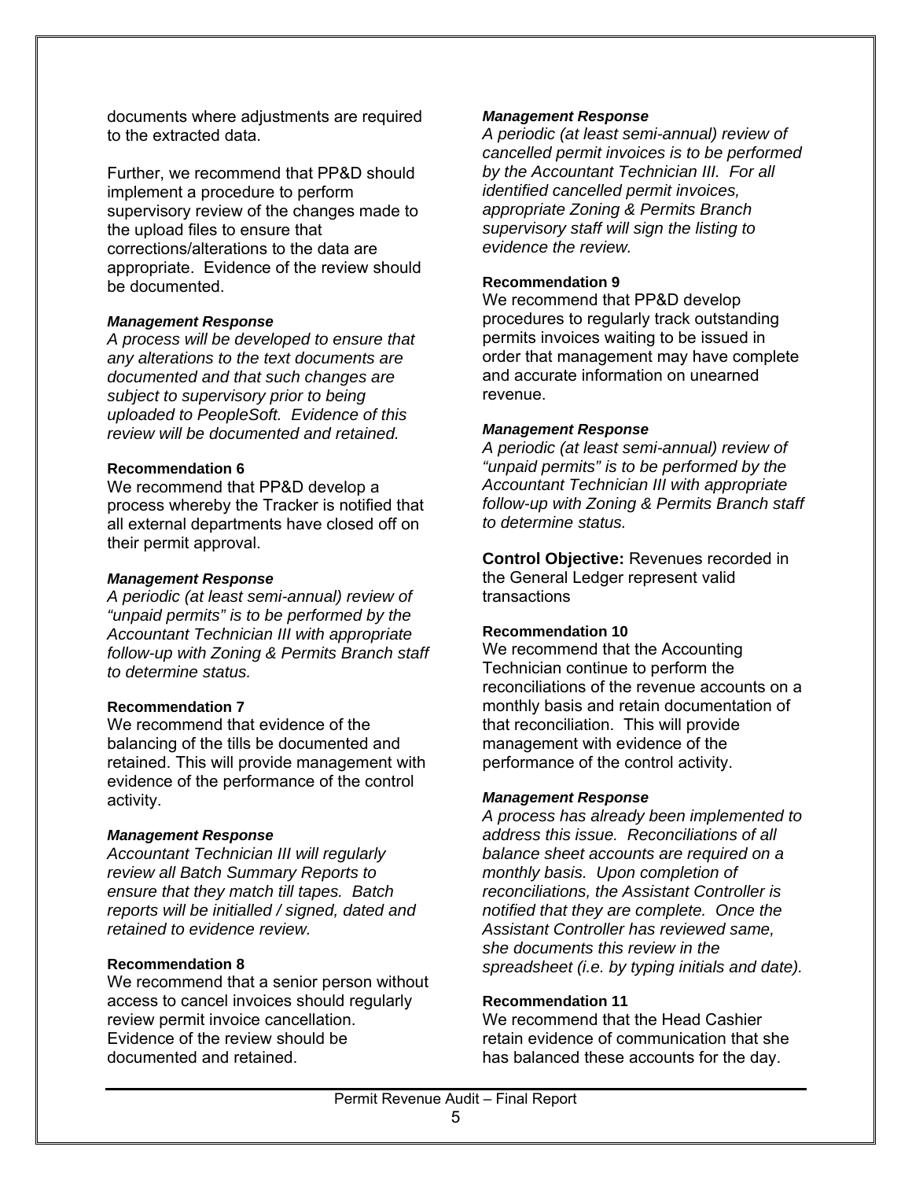documents where adjustments are required to the extracted data.

Further, we recommend that PP&D should implement a procedure to perform supervisory review of the changes made to the upload files to ensure that corrections/alterations to the data are appropriate. Evidence of the review should be documented.

***Management Response***

*A process will be developed to ensure that any alterations to the text documents are documented and that such changes are subject to supervisory prior to being uploaded to PeopleSoft. Evidence of this review will be documented and retained.*

**Recommendation 6**

We recommend that PP&D develop a process whereby the Tracker is notified that all external departments have closed off on their permit approval.

***Management Response***

*A periodic (at least semi-annual) review of "unpaid permits" is to be performed by the Accountant Technician III with appropriate follow-up with Zoning & Permits Branch staff to determine status.*

**Recommendation 7**

We recommend that evidence of the balancing of the tills be documented and retained. This will provide management with evidence of the performance of the control activity.

***Management Response***

*Accountant Technician III will regularly review all Batch Summary Reports to ensure that they match till tapes. Batch reports will be initialled / signed, dated and retained to evidence review.*

**Recommendation 8**

We recommend that a senior person without access to cancel invoices should regularly review permit invoice cancellation. Evidence of the review should be documented and retained.

***Management Response***

*A periodic (at least semi-annual) review of cancelled permit invoices is to be performed by the Accountant Technician III. For all identified cancelled permit invoices, appropriate Zoning & Permits Branch supervisory staff will sign the listing to evidence the review.*

**Recommendation 9**

We recommend that PP&D develop procedures to regularly track outstanding permits invoices waiting to be issued in order that management may have complete and accurate information on unearned revenue.

***Management Response***

*A periodic (at least semi-annual) review of "unpaid permits" is to be performed by the Accountant Technician III with appropriate follow-up with Zoning & Permits Branch staff to determine status.*

**Control Objective:** Revenues recorded in the General Ledger represent valid transactions

**Recommendation 10**

We recommend that the Accounting Technician continue to perform the reconciliations of the revenue accounts on a monthly basis and retain documentation of that reconciliation. This will provide management with evidence of the performance of the control activity.

***Management Response***

*A process has already been implemented to address this issue. Reconciliations of all balance sheet accounts are required on a monthly basis. Upon completion of reconciliations, the Assistant Controller is notified that they are complete. Once the Assistant Controller has reviewed same, she documents this review in the spreadsheet (i.e. by typing initials and date).*

**Recommendation 11**

We recommend that the Head Cashier retain evidence of communication that she has balanced these accounts for the day.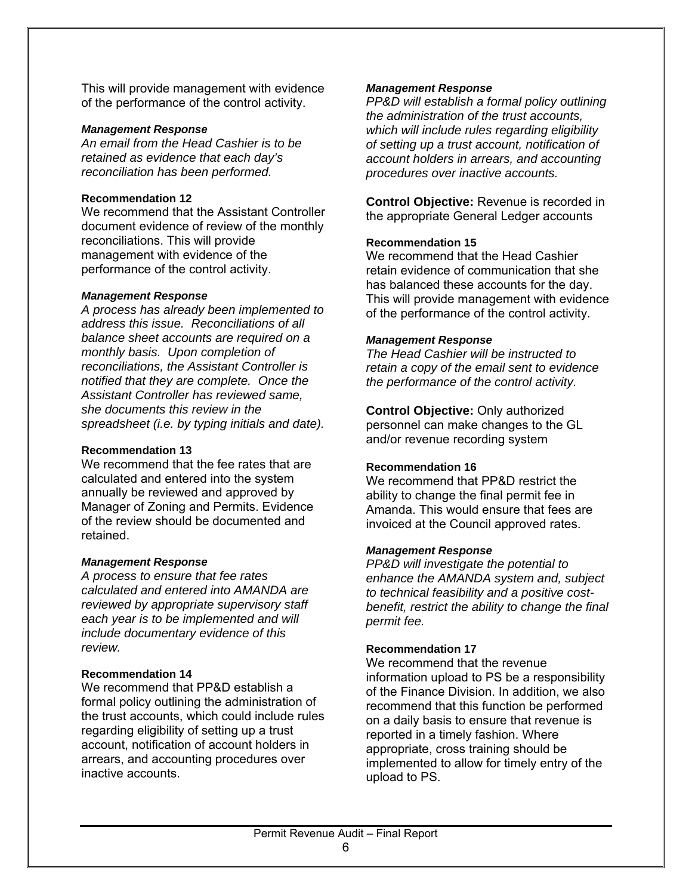This will provide management with evidence of the performance of the control activity.

***Management Response***

*An email from the Head Cashier is to be retained as evidence that each day's reconciliation has been performed.*

**Recommendation 12**

We recommend that the Assistant Controller document evidence of review of the monthly reconciliations. This will provide management with evidence of the performance of the control activity.

***Management Response***

*A process has already been implemented to address this issue. Reconciliations of all balance sheet accounts are required on a monthly basis. Upon completion of reconciliations, the Assistant Controller is notified that they are complete. Once the Assistant Controller has reviewed same, she documents this review in the spreadsheet (i.e. by typing initials and date).*

**Recommendation 13**

We recommend that the fee rates that are calculated and entered into the system annually be reviewed and approved by Manager of Zoning and Permits. Evidence of the review should be documented and retained.

***Management Response***

*A process to ensure that fee rates calculated and entered into AMANDA are reviewed by appropriate supervisory staff each year is to be implemented and will include documentary evidence of this review.*

**Recommendation 14**

We recommend that PP&D establish a formal policy outlining the administration of the trust accounts, which could include rules regarding eligibility of setting up a trust account, notification of account holders in arrears, and accounting procedures over inactive accounts.

***Management Response***

*PP&D will establish a formal policy outlining the administration of the trust accounts, which will include rules regarding eligibility of setting up a trust account, notification of account holders in arrears, and accounting procedures over inactive accounts.*

**Control Objective:** Revenue is recorded in the appropriate General Ledger accounts

**Recommendation 15**

We recommend that the Head Cashier retain evidence of communication that she has balanced these accounts for the day. This will provide management with evidence of the performance of the control activity.

***Management Response***

*The Head Cashier will be instructed to retain a copy of the email sent to evidence the performance of the control activity.*

**Control Objective:** Only authorized personnel can make changes to the GL and/or revenue recording system

**Recommendation 16**

We recommend that PP&D restrict the ability to change the final permit fee in Amanda. This would ensure that fees are invoiced at the Council approved rates.

***Management Response***

*PP&D will investigate the potential to enhance the AMANDA system and, subject to technical feasibility and a positive cost-benefit, restrict the ability to change the final permit fee.*

**Recommendation 17**

We recommend that the revenue information upload to PS be a responsibility of the Finance Division. In addition, we also recommend that this function be performed on a daily basis to ensure that revenue is reported in a timely fashion. Where appropriate, cross training should be implemented to allow for timely entry of the upload to PS.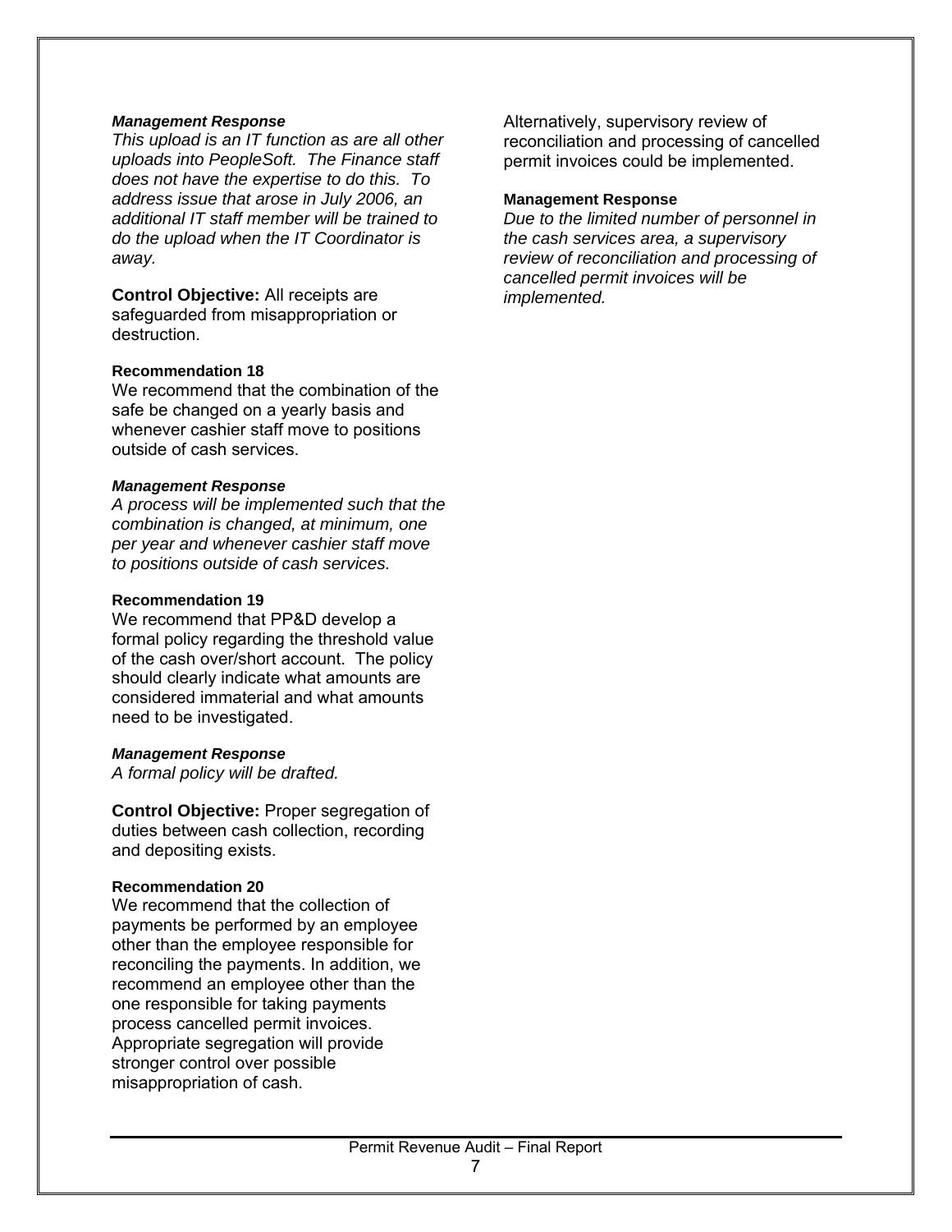***Management Response***

*This upload is an IT function as are all other uploads into PeopleSoft. The Finance staff does not have the expertise to do this. To address issue that arose in July 2006, an additional IT staff member will be trained to do the upload when the IT Coordinator is away.*

**Control Objective:** All receipts are safeguarded from misappropriation or destruction.

**Recommendation 18**

We recommend that the combination of the safe be changed on a yearly basis and whenever cashier staff move to positions outside of cash services.

***Management Response***

*A process will be implemented such that the combination is changed, at minimum, one per year and whenever cashier staff move to positions outside of cash services.*

**Recommendation 19**

We recommend that PP&D develop a formal policy regarding the threshold value of the cash over/short account. The policy should clearly indicate what amounts are considered immaterial and what amounts need to be investigated.

***Management Response***

*A formal policy will be drafted.*

**Control Objective:** Proper segregation of duties between cash collection, recording and depositing exists.

**Recommendation 20**

We recommend that the collection of payments be performed by an employee other than the employee responsible for reconciling the payments. In addition, we recommend an employee other than the one responsible for taking payments process cancelled permit invoices. Appropriate segregation will provide stronger control over possible misappropriation of cash.

Alternatively, supervisory review of reconciliation and processing of cancelled permit invoices could be implemented.

**Management Response**

*Due to the limited number of personnel in the cash services area, a supervisory review of reconciliation and processing of cancelled permit invoices will be implemented.*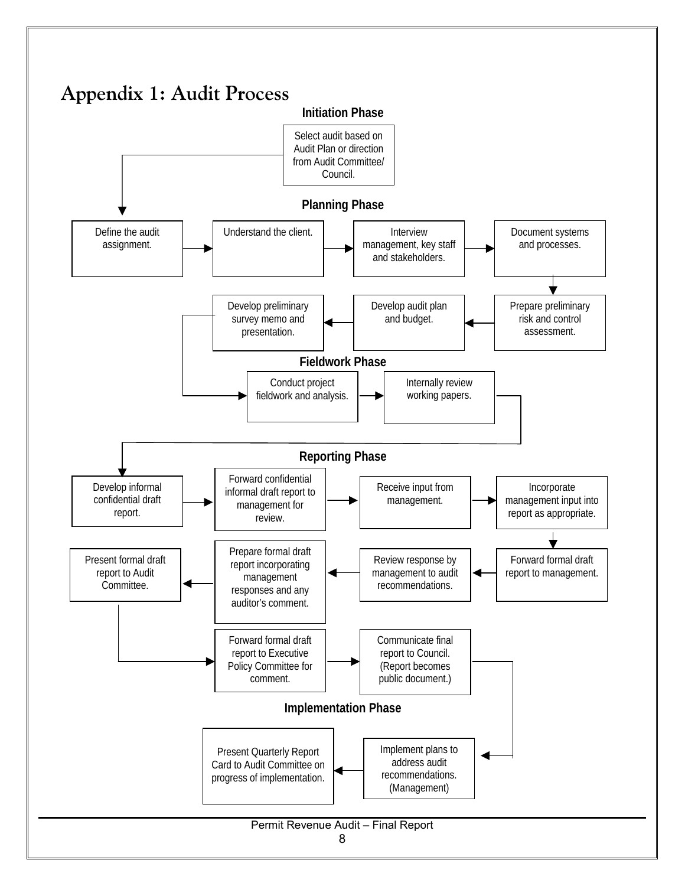# Appendix 1: Audit Process

### Initiation Phase

Select audit based on Audit Plan or direction from Audit Committee/ Council.

### Planning Phase

Define the audit assignment. → Understand the client. → Interview management, key staff and stakeholders. → Document systems and processes. → Prepare preliminary risk and control assessment. → Develop audit plan and budget. → Develop preliminary survey memo and presentation.

### Fieldwork Phase

Conduct project fieldwork and analysis. → Internally review working papers.

### Reporting Phase

Develop informal confidential draft report. → Forward confidential informal draft report to management for review. → Receive input from management. → Incorporate management input into report as appropriate. → Forward formal draft report to management. → Review response by management to audit recommendations. → Prepare formal draft report incorporating management responses and any auditor's comment. → Present formal draft report to Audit Committee. → Forward formal draft report to Executive Policy Committee for comment. → Communicate final report to Council. (Report becomes public document.)

### Implementation Phase

Implement plans to address audit recommendations. (Management) → Present Quarterly Report Card to Audit Committee on progress of implementation.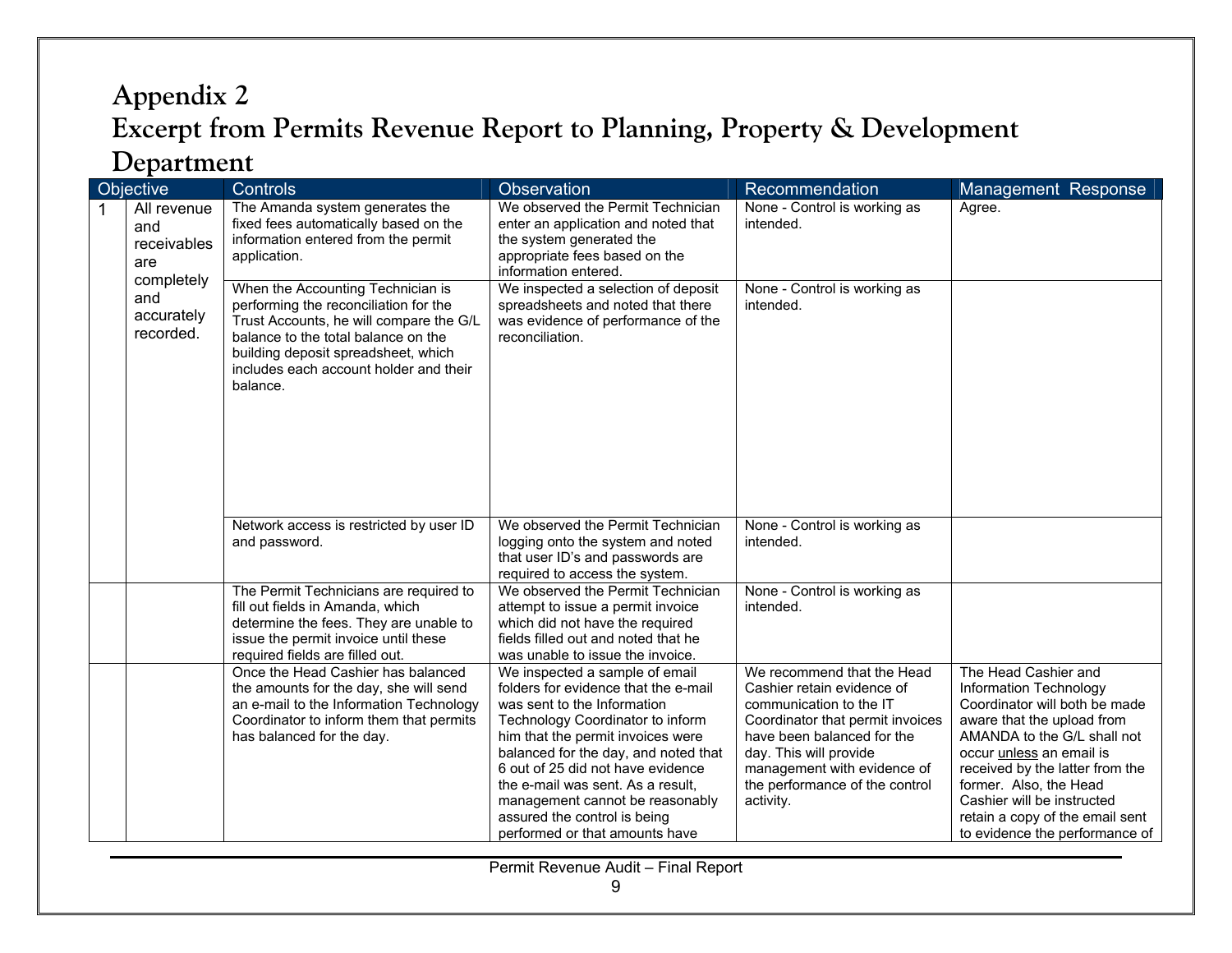# Appendix 2
# Excerpt from Permits Revenue Report to Planning, Property & Development Department

| Objective | | Controls | Observation | Recommendation | Management Response |
|---|---|---|---|---|---|
| 1 | All revenue and receivables are completely and accurately recorded. | The Amanda system generates the fixed fees automatically based on the information entered from the permit application. | We observed the Permit Technician enter an application and noted that the system generated the appropriate fees based on the information entered. | None - Control is working as intended. | Agree. |
| | | When the Accounting Technician is performing the reconciliation for the Trust Accounts, he will compare the G/L balance to the total balance on the building deposit spreadsheet, which includes each account holder and their balance. | We inspected a selection of deposit spreadsheets and noted that there was evidence of performance of the reconciliation. | None - Control is working as intended. | |
| | | Network access is restricted by user ID and password. | We observed the Permit Technician logging onto the system and noted that user ID's and passwords are required to access the system. | None - Control is working as intended. | |
| | | The Permit Technicians are required to fill out fields in Amanda, which determine the fees. They are unable to issue the permit invoice until these required fields are filled out. | We observed the Permit Technician attempt to issue a permit invoice which did not have the required fields filled out and noted that he was unable to issue the invoice. | None - Control is working as intended. | |
| | | Once the Head Cashier has balanced the amounts for the day, she will send an e-mail to the Information Technology Coordinator to inform them that permits has balanced for the day. | We inspected a sample of email folders for evidence that the e-mail was sent to the Information Technology Coordinator to inform him that the permit invoices were balanced for the day, and noted that 6 out of 25 did not have evidence the e-mail was sent. As a result, management cannot be reasonably assured the control is being performed or that amounts have | We recommend that the Head Cashier retain evidence of communication to the IT Coordinator that permit invoices have been balanced for the day. This will provide management with evidence of the performance of the control activity. | The Head Cashier and Information Technology Coordinator will both be made aware that the upload from AMANDA to the G/L shall not occur unless an email is received by the latter from the former. Also, the Head Cashier will be instructed retain a copy of the email sent to evidence the performance of |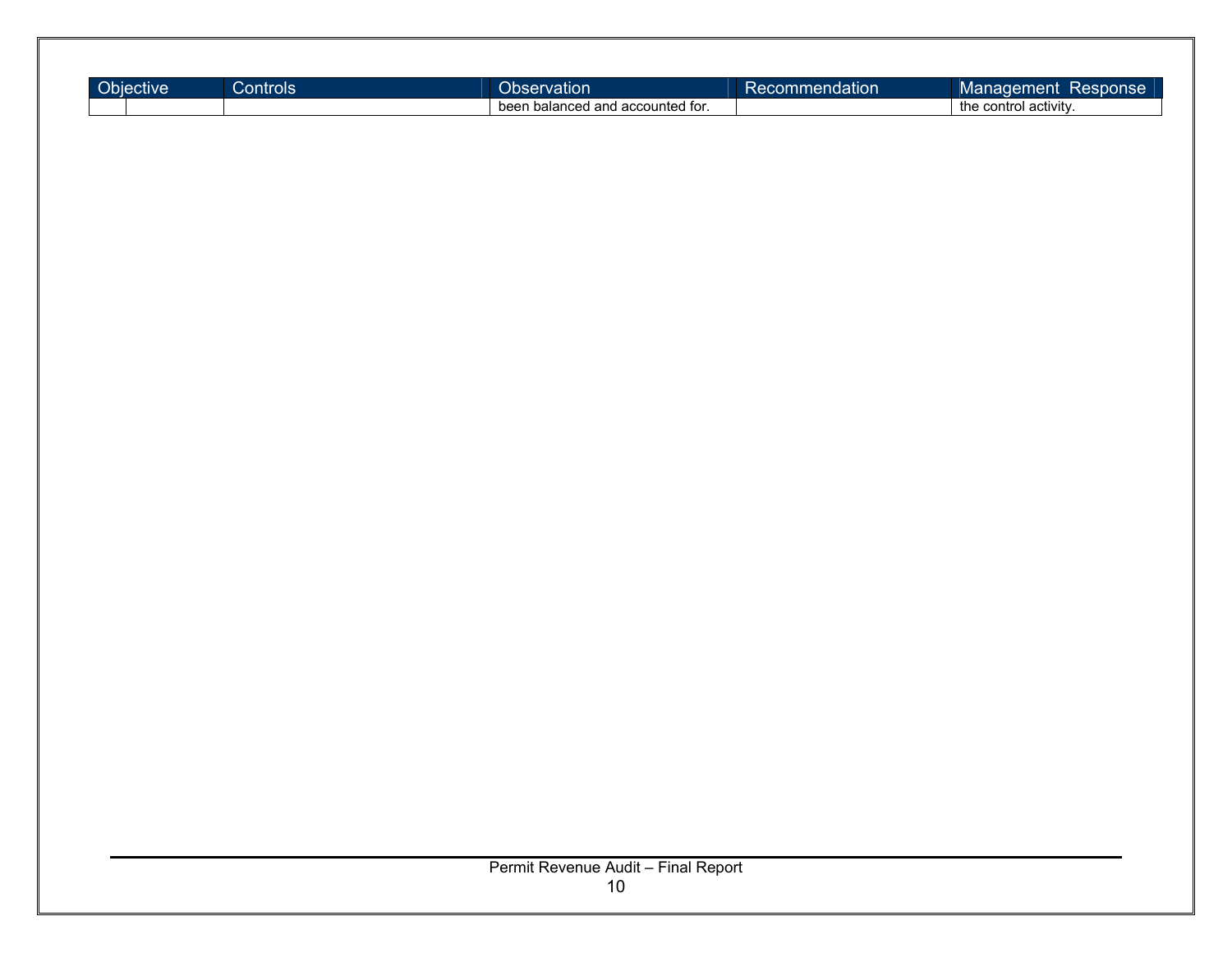| Objective | Controls | Observation | Recommendation | Management Response |
|---|---|---|---|---|
| | | been balanced and accounted for. | | the control activity. |